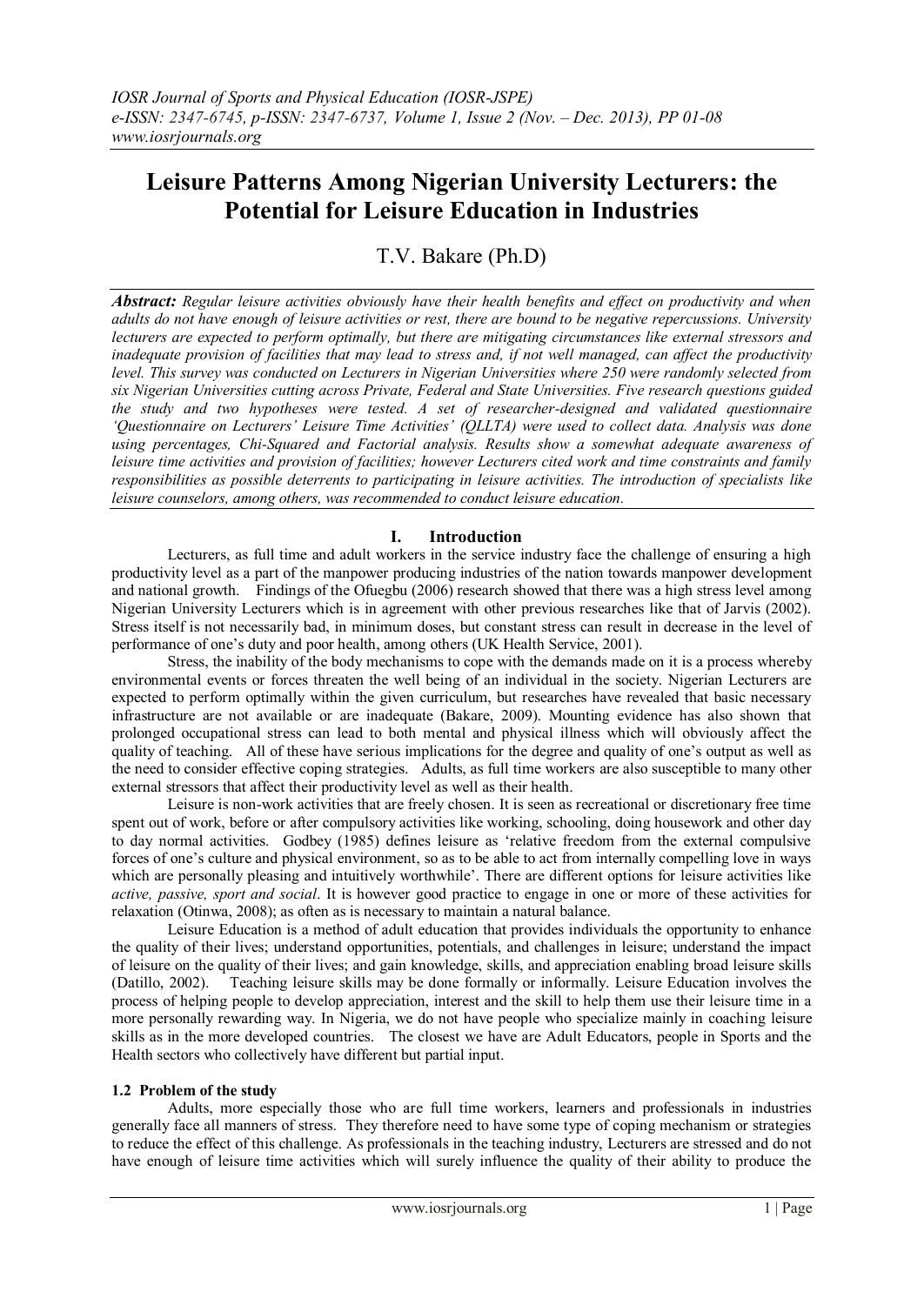# Leisure Patterns Among Nigerian University Lecturers: the Potential for Leisure Education in Industries

T.V. Bakare (Ph.D)

***Abstract:*** *Regular leisure activities obviously have their health benefits and effect on productivity and when adults do not have enough of leisure activities or rest, there are bound to be negative repercussions. University lecturers are expected to perform optimally, but there are mitigating circumstances like external stressors and inadequate provision of facilities that may lead to stress and, if not well managed, can affect the productivity level. This survey was conducted on Lecturers in Nigerian Universities where 250 were randomly selected from six Nigerian Universities cutting across Private, Federal and State Universities. Five research questions guided the study and two hypotheses were tested. A set of researcher-designed and validated questionnaire 'Questionnaire on Lecturers' Leisure Time Activities' (QLLTA) were used to collect data. Analysis was done using percentages, Chi-Squared and Factorial analysis. Results show a somewhat adequate awareness of leisure time activities and provision of facilities; however Lecturers cited work and time constraints and family responsibilities as possible deterrents to participating in leisure activities. The introduction of specialists like leisure counselors, among others, was recommended to conduct leisure education.*

## I. Introduction

Lecturers, as full time and adult workers in the service industry face the challenge of ensuring a high productivity level as a part of the manpower producing industries of the nation towards manpower development and national growth. Findings of the Ofuegbu (2006) research showed that there was a high stress level among Nigerian University Lecturers which is in agreement with other previous researches like that of Jarvis (2002). Stress itself is not necessarily bad, in minimum doses, but constant stress can result in decrease in the level of performance of one's duty and poor health, among others (UK Health Service, 2001).

Stress, the inability of the body mechanisms to cope with the demands made on it is a process whereby environmental events or forces threaten the well being of an individual in the society. Nigerian Lecturers are expected to perform optimally within the given curriculum, but researches have revealed that basic necessary infrastructure are not available or are inadequate (Bakare, 2009). Mounting evidence has also shown that prolonged occupational stress can lead to both mental and physical illness which will obviously affect the quality of teaching. All of these have serious implications for the degree and quality of one's output as well as the need to consider effective coping strategies. Adults, as full time workers are also susceptible to many other external stressors that affect their productivity level as well as their health.

Leisure is non-work activities that are freely chosen. It is seen as recreational or discretionary free time spent out of work, before or after compulsory activities like working, schooling, doing housework and other day to day normal activities. Godbey (1985) defines leisure as 'relative freedom from the external compulsive forces of one's culture and physical environment, so as to be able to act from internally compelling love in ways which are personally pleasing and intuitively worthwhile'. There are different options for leisure activities like *active, passive, sport and social*. It is however good practice to engage in one or more of these activities for relaxation (Otinwa, 2008); as often as is necessary to maintain a natural balance.

Leisure Education is a method of adult education that provides individuals the opportunity to enhance the quality of their lives; understand opportunities, potentials, and challenges in leisure; understand the impact of leisure on the quality of their lives; and gain knowledge, skills, and appreciation enabling broad leisure skills (Datillo, 2002). Teaching leisure skills may be done formally or informally. Leisure Education involves the process of helping people to develop appreciation, interest and the skill to help them use their leisure time in a more personally rewarding way. In Nigeria, we do not have people who specialize mainly in coaching leisure skills as in the more developed countries. The closest we have are Adult Educators, people in Sports and the Health sectors who collectively have different but partial input.

### 1.2 Problem of the study

Adults, more especially those who are full time workers, learners and professionals in industries generally face all manners of stress. They therefore need to have some type of coping mechanism or strategies to reduce the effect of this challenge. As professionals in the teaching industry, Lecturers are stressed and do not have enough of leisure time activities which will surely influence the quality of their ability to produce the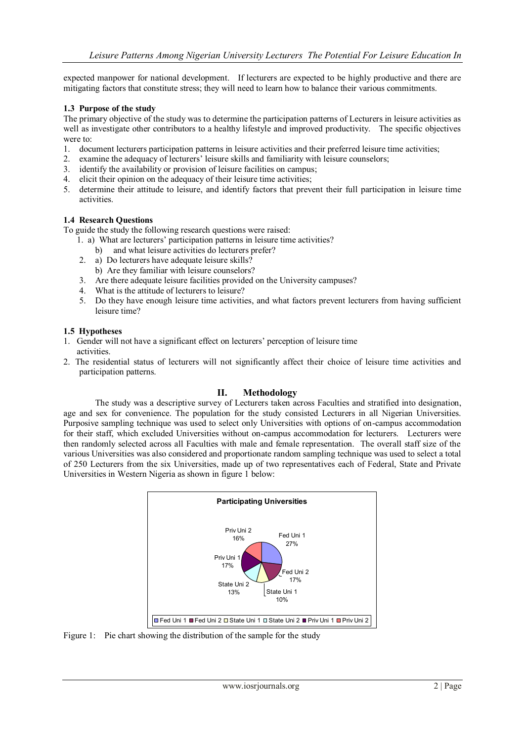expected manpower for national development. If lecturers are expected to be highly productive and there are mitigating factors that constitute stress; they will need to learn how to balance their various commitments.

### 1.3 Purpose of the study

The primary objective of the study was to determine the participation patterns of Lecturers in leisure activities as well as investigate other contributors to a healthy lifestyle and improved productivity. The specific objectives were to:

1. document lecturers participation patterns in leisure activities and their preferred leisure time activities;
2. examine the adequacy of lecturers' leisure skills and familiarity with leisure counselors;
3. identify the availability or provision of leisure facilities on campus;
4. elicit their opinion on the adequacy of their leisure time activities;
5. determine their attitude to leisure, and identify factors that prevent their full participation in leisure time activities.

### 1.4 Research Questions

To guide the study the following research questions were raised:

1. a) What are lecturers' participation patterns in leisure time activities?
   b) and what leisure activities do lecturers prefer?
2. a) Do lecturers have adequate leisure skills?
   b) Are they familiar with leisure counselors?
3. Are there adequate leisure facilities provided on the University campuses?
4. What is the attitude of lecturers to leisure?
5. Do they have enough leisure time activities, and what factors prevent lecturers from having sufficient leisure time?

### 1.5 Hypotheses

1. Gender will not have a significant effect on lecturers' perception of leisure time activities.
2. The residential status of lecturers will not significantly affect their choice of leisure time activities and participation patterns.

## II. Methodology

The study was a descriptive survey of Lecturers taken across Faculties and stratified into designation, age and sex for convenience. The population for the study consisted Lecturers in all Nigerian Universities. Purposive sampling technique was used to select only Universities with options of on-campus accommodation for their staff, which excluded Universities without on-campus accommodation for lecturers. Lecturers were then randomly selected across all Faculties with male and female representation. The overall staff size of the various Universities was also considered and proportionate random sampling technique was used to select a total of 250 Lecturers from the six Universities, made up of two representatives each of Federal, State and Private Universities in Western Nigeria as shown in figure 1 below:

**Participating Universities**

| University | Percentage |
|---|---|
| Fed Uni 1 | 27% |
| Fed Uni 2 | 17% |
| State Uni 1 | 10% |
| State Uni 2 | 13% |
| Priv Uni 1 | 17% |
| Priv Uni 2 | 16% |

Figure 1: Pie chart showing the distribution of the sample for the study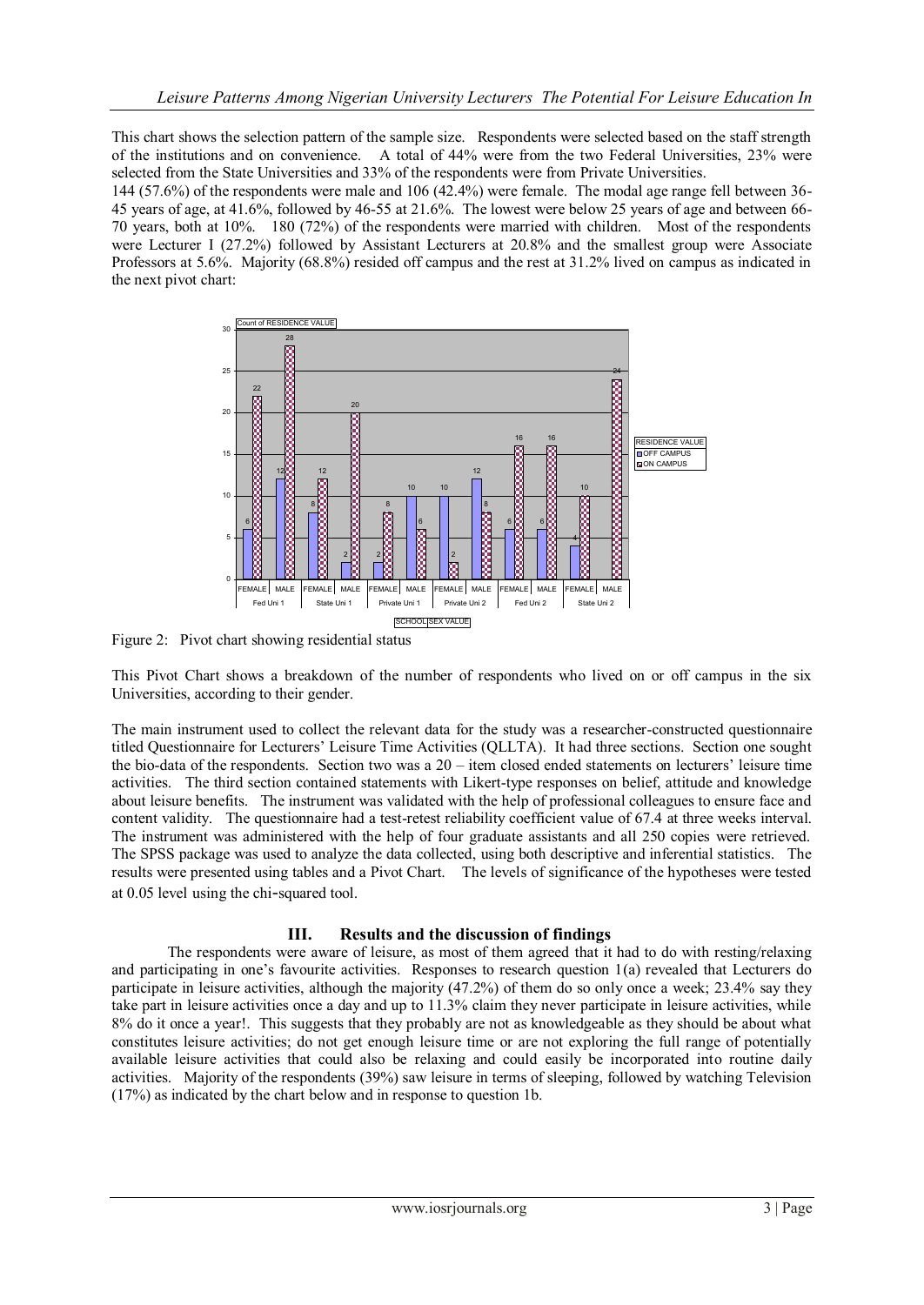This chart shows the selection pattern of the sample size. Respondents were selected based on the staff strength of the institutions and on convenience. A total of 44% were from the two Federal Universities, 23% were selected from the State Universities and 33% of the respondents were from Private Universities.

144 (57.6%) of the respondents were male and 106 (42.4%) were female. The modal age range fell between 36-45 years of age, at 41.6%, followed by 46-55 at 21.6%. The lowest were below 25 years of age and between 66-70 years, both at 10%. 180 (72%) of the respondents were married with children. Most of the respondents were Lecturer I (27.2%) followed by Assistant Lecturers at 20.8% and the smallest group were Associate Professors at 5.6%. Majority (68.8%) resided off campus and the rest at 31.2% lived on campus as indicated in the next pivot chart:

Figure 2: Pivot chart showing residential status

This Pivot Chart shows a breakdown of the number of respondents who lived on or off campus in the six Universities, according to their gender.

The main instrument used to collect the relevant data for the study was a researcher-constructed questionnaire titled Questionnaire for Lecturers' Leisure Time Activities (QLLTA). It had three sections. Section one sought the bio-data of the respondents. Section two was a 20 – item closed ended statements on lecturers' leisure time activities. The third section contained statements with Likert-type responses on belief, attitude and knowledge about leisure benefits. The instrument was validated with the help of professional colleagues to ensure face and content validity. The questionnaire had a test-retest reliability coefficient value of 67.4 at three weeks interval. The instrument was administered with the help of four graduate assistants and all 250 copies were retrieved. The SPSS package was used to analyze the data collected, using both descriptive and inferential statistics. The results were presented using tables and a Pivot Chart. The levels of significance of the hypotheses were tested at 0.05 level using the chi-squared tool.

## III. Results and the discussion of findings

The respondents were aware of leisure, as most of them agreed that it had to do with resting/relaxing and participating in one's favourite activities. Responses to research question 1(a) revealed that Lecturers do participate in leisure activities, although the majority (47.2%) of them do so only once a week; 23.4% say they take part in leisure activities once a day and up to 11.3% claim they never participate in leisure activities, while 8% do it once a year!. This suggests that they probably are not as knowledgeable as they should be about what constitutes leisure activities; do not get enough leisure time or are not exploring the full range of potentially available leisure activities that could also be relaxing and could easily be incorporated into routine daily activities. Majority of the respondents (39%) saw leisure in terms of sleeping, followed by watching Television (17%) as indicated by the chart below and in response to question 1b.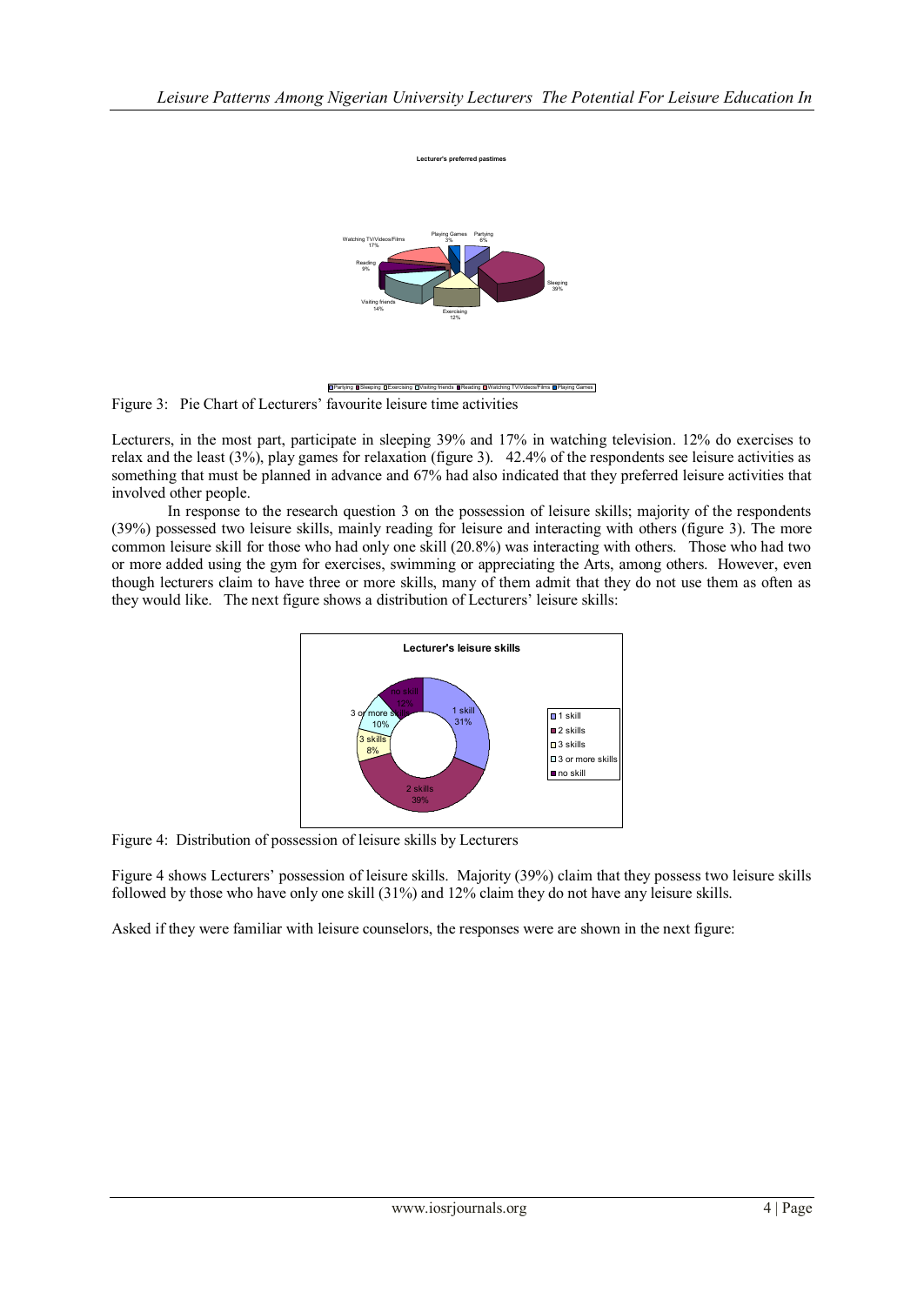Figure 3: Pie Chart of Lecturers' favourite leisure time activities

Lecturers, in the most part, participate in sleeping 39% and 17% in watching television. 12% do exercises to relax and the least (3%), play games for relaxation (figure 3). 42.4% of the respondents see leisure activities as something that must be planned in advance and 67% had also indicated that they preferred leisure activities that involved other people.

In response to the research question 3 on the possession of leisure skills; majority of the respondents (39%) possessed two leisure skills, mainly reading for leisure and interacting with others (figure 3). The more common leisure skill for those who had only one skill (20.8%) was interacting with others. Those who had two or more added using the gym for exercises, swimming or appreciating the Arts, among others. However, even though lecturers claim to have three or more skills, many of them admit that they do not use them as often as they would like. The next figure shows a distribution of Lecturers' leisure skills:

Figure 4: Distribution of possession of leisure skills by Lecturers

Figure 4 shows Lecturers' possession of leisure skills. Majority (39%) claim that they possess two leisure skills followed by those who have only one skill (31%) and 12% claim they do not have any leisure skills.

Asked if they were familiar with leisure counselors, the responses were are shown in the next figure: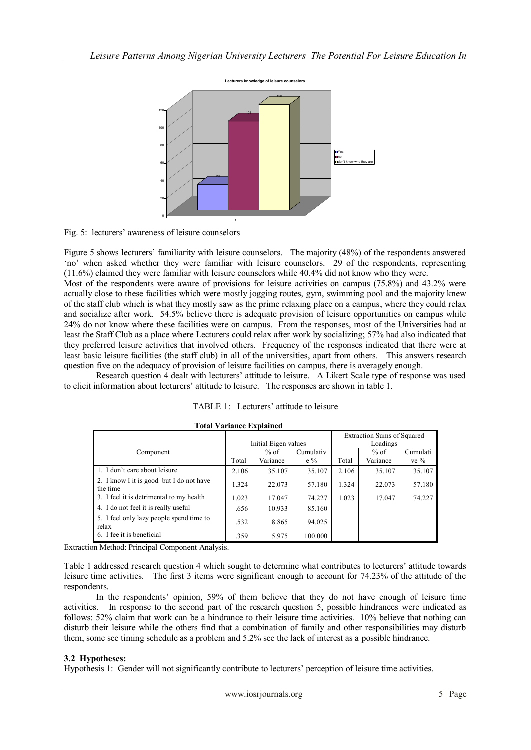Fig. 5: lecturers' awareness of leisure counselors

Figure 5 shows lecturers' familiarity with leisure counselors. The majority (48%) of the respondents answered 'no' when asked whether they were familiar with leisure counselors. 29 of the respondents, representing (11.6%) claimed they were familiar with leisure counselors while 40.4% did not know who they were.

Most of the respondents were aware of provisions for leisure activities on campus (75.8%) and 43.2% were actually close to these facilities which were mostly jogging routes, gym, swimming pool and the majority knew of the staff club which is what they mostly saw as the prime relaxing place on a campus, where they could relax and socialize after work. 54.5% believe there is adequate provision of leisure opportunities on campus while 24% do not know where these facilities were on campus. From the responses, most of the Universities had at least the Staff Club as a place where Lecturers could relax after work by socializing; 57% had also indicated that they preferred leisure activities that involved others. Frequency of the responses indicated that there were at least basic leisure facilities (the staff club) in all of the universities, apart from others. This answers research question five on the adequacy of provision of leisure facilities on campus, there is averagely enough.

Research question 4 dealt with lecturers' attitude to leisure. A Likert Scale type of response was used to elicit information about lecturers' attitude to leisure. The responses are shown in table 1.

TABLE 1: Lecturers' attitude to leisure

**Total Variance Explained**

| Component | Initial Eigen values | | | Extraction Sums of Squared Loadings | | |
|---|---|---|---|---|---|---|
| | Total | % of Variance | Cumulative % | Total | % of Variance | Cumulative % |
| 1. I don't care about leisure | 2.106 | 35.107 | 35.107 | 2.106 | 35.107 | 35.107 |
| 2. I know I it is good but I do not have the time | 1.324 | 22.073 | 57.180 | 1.324 | 22.073 | 57.180 |
| 3. I feel it is detrimental to my health | 1.023 | 17.047 | 74.227 | 1.023 | 17.047 | 74.227 |
| 4. I do not feel it is really useful | .656 | 10.933 | 85.160 | | | |
| 5. I feel only lazy people spend time to relax | .532 | 8.865 | 94.025 | | | |
| 6. I fee it is beneficial | .359 | 5.975 | 100.000 | | | |

Extraction Method: Principal Component Analysis.

Table 1 addressed research question 4 which sought to determine what contributes to lecturers' attitude towards leisure time activities. The first 3 items were significant enough to account for 74.23% of the attitude of the respondents.

In the respondents' opinion, 59% of them believe that they do not have enough of leisure time activities. In response to the second part of the research question 5, possible hindrances were indicated as follows: 52% claim that work can be a hindrance to their leisure time activities. 10% believe that nothing can disturb their leisure while the others find that a combination of family and other responsibilities may disturb them, some see timing schedule as a problem and 5.2% see the lack of interest as a possible hindrance.

### 3.2 Hypotheses:

Hypothesis 1: Gender will not significantly contribute to lecturers' perception of leisure time activities.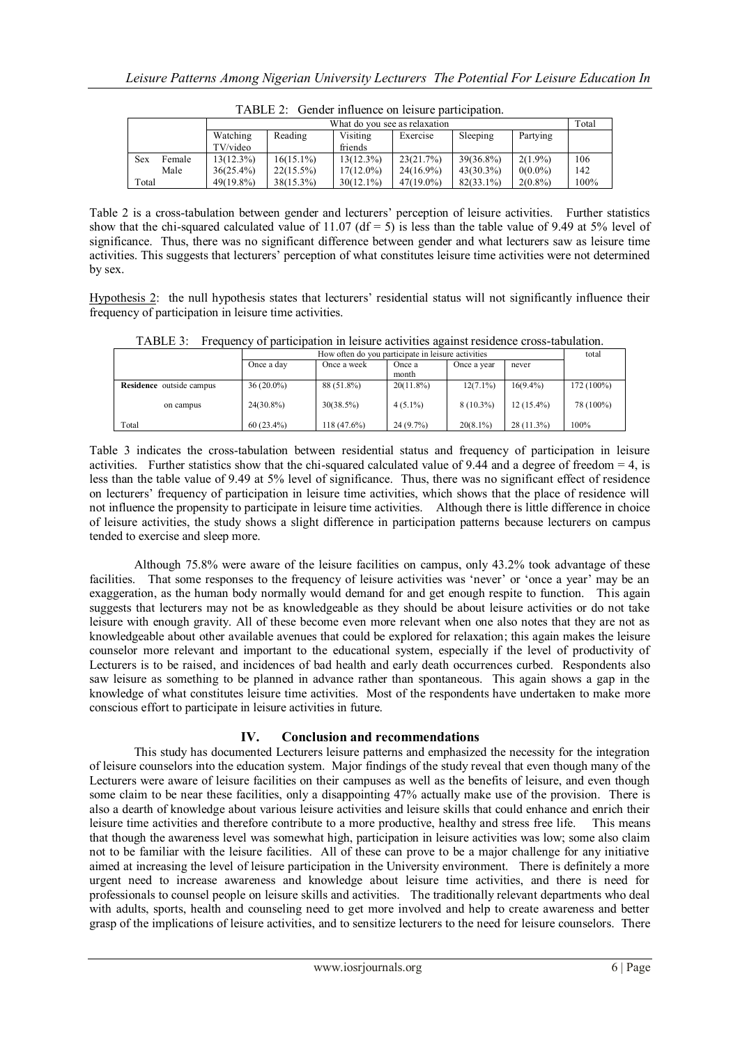TABLE 2: Gender influence on leisure participation.

| | | What do you see as relaxation | | | | | | Total |
|---|---|---|---|---|---|---|---|---|
| | | Watching TV/video | Reading | Visiting friends | Exercise | Sleeping | Partying | |
| Sex | Female | 13(12.3%) | 16(15.1%) | 13(12.3%) | 23(21.7%) | 39(36.8%) | 2(1.9%) | 106 |
| | Male | 36(25.4%) | 22(15.5%) | 17(12.0%) | 24(16.9%) | 43(30.3%) | 0(0.0%) | 142 |
| Total | | 49(19.8%) | 38(15.3%) | 30(12.1%) | 47(19.0%) | 82(33.1%) | 2(0.8%) | 100% |

Table 2 is a cross-tabulation between gender and lecturers' perception of leisure activities. Further statistics show that the chi-squared calculated value of 11.07 (df = 5) is less than the table value of 9.49 at 5% level of significance. Thus, there was no significant difference between gender and what lecturers saw as leisure time activities. This suggests that lecturers' perception of what constitutes leisure time activities were not determined by sex.

Hypothesis 2: the null hypothesis states that lecturers' residential status will not significantly influence their frequency of participation in leisure time activities.

TABLE 3: Frequency of participation in leisure activities against residence cross-tabulation.

| | How often do you participate in leisure activities | | | | | total |
|---|---|---|---|---|---|---|
| | Once a day | Once a week | Once a month | Once a year | never | |
| **Residence** outside campus | 36 (20.0%) | 88 (51.8%) | 20(11.8%) | 12(7.1%) | 16(9.4%) | 172 (100%) |
| on campus | 24(30.8%) | 30(38.5%) | 4 (5.1%) | 8 (10.3%) | 12 (15.4%) | 78 (100%) |
| Total | 60 (23.4%) | 118 (47.6%) | 24 (9.7%) | 20(8.1%) | 28 (11.3%) | 100% |

Table 3 indicates the cross-tabulation between residential status and frequency of participation in leisure activities. Further statistics show that the chi-squared calculated value of 9.44 and a degree of freedom = 4, is less than the table value of 9.49 at 5% level of significance. Thus, there was no significant effect of residence on lecturers' frequency of participation in leisure time activities, which shows that the place of residence will not influence the propensity to participate in leisure time activities. Although there is little difference in choice of leisure activities, the study shows a slight difference in participation patterns because lecturers on campus tended to exercise and sleep more.

Although 75.8% were aware of the leisure facilities on campus, only 43.2% took advantage of these facilities. That some responses to the frequency of leisure activities was 'never' or 'once a year' may be an exaggeration, as the human body normally would demand for and get enough respite to function. This again suggests that lecturers may not be as knowledgeable as they should be about leisure activities or do not take leisure with enough gravity. All of these become even more relevant when one also notes that they are not as knowledgeable about other available avenues that could be explored for relaxation; this again makes the leisure counselor more relevant and important to the educational system, especially if the level of productivity of Lecturers is to be raised, and incidences of bad health and early death occurrences curbed. Respondents also saw leisure as something to be planned in advance rather than spontaneous. This again shows a gap in the knowledge of what constitutes leisure time activities. Most of the respondents have undertaken to make more conscious effort to participate in leisure activities in future.

## IV. Conclusion and recommendations

This study has documented Lecturers leisure patterns and emphasized the necessity for the integration of leisure counselors into the education system. Major findings of the study reveal that even though many of the Lecturers were aware of leisure facilities on their campuses as well as the benefits of leisure, and even though some claim to be near these facilities, only a disappointing 47% actually make use of the provision. There is also a dearth of knowledge about various leisure activities and leisure skills that could enhance and enrich their leisure time activities and therefore contribute to a more productive, healthy and stress free life. This means that though the awareness level was somewhat high, participation in leisure activities was low; some also claim not to be familiar with the leisure facilities. All of these can prove to be a major challenge for any initiative aimed at increasing the level of leisure participation in the University environment. There is definitely a more urgent need to increase awareness and knowledge about leisure time activities, and there is need for professionals to counsel people on leisure skills and activities. The traditionally relevant departments who deal with adults, sports, health and counseling need to get more involved and help to create awareness and better grasp of the implications of leisure activities, and to sensitize lecturers to the need for leisure counselors. There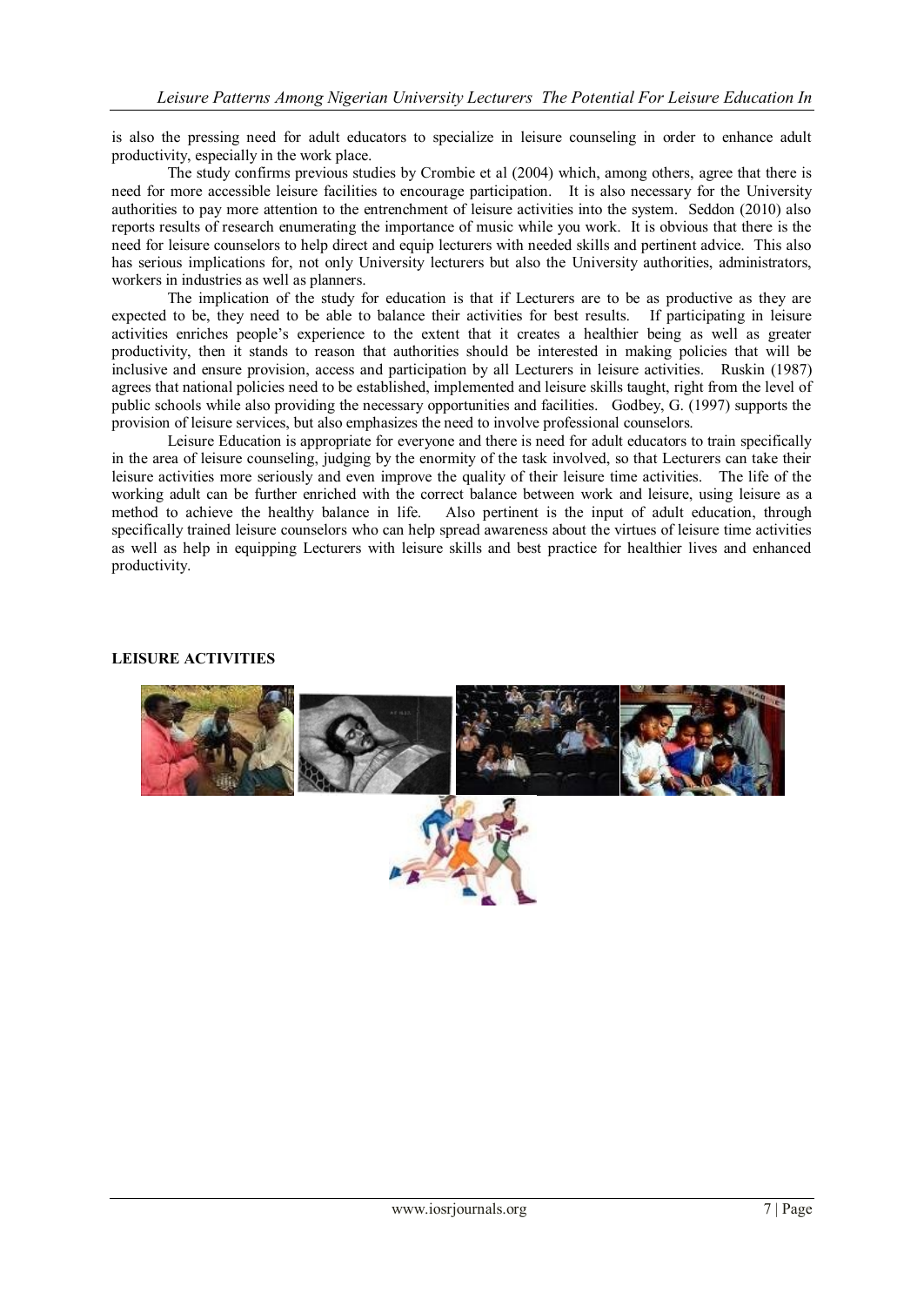is also the pressing need for adult educators to specialize in leisure counseling in order to enhance adult productivity, especially in the work place.

The study confirms previous studies by Crombie et al (2004) which, among others, agree that there is need for more accessible leisure facilities to encourage participation. It is also necessary for the University authorities to pay more attention to the entrenchment of leisure activities into the system. Seddon (2010) also reports results of research enumerating the importance of music while you work. It is obvious that there is the need for leisure counselors to help direct and equip lecturers with needed skills and pertinent advice. This also has serious implications for, not only University lecturers but also the University authorities, administrators, workers in industries as well as planners.

The implication of the study for education is that if Lecturers are to be as productive as they are expected to be, they need to be able to balance their activities for best results. If participating in leisure activities enriches people's experience to the extent that it creates a healthier being as well as greater productivity, then it stands to reason that authorities should be interested in making policies that will be inclusive and ensure provision, access and participation by all Lecturers in leisure activities. Ruskin (1987) agrees that national policies need to be established, implemented and leisure skills taught, right from the level of public schools while also providing the necessary opportunities and facilities. Godbey, G. (1997) supports the provision of leisure services, but also emphasizes the need to involve professional counselors.

Leisure Education is appropriate for everyone and there is need for adult educators to train specifically in the area of leisure counseling, judging by the enormity of the task involved, so that Lecturers can take their leisure activities more seriously and even improve the quality of their leisure time activities. The life of the working adult can be further enriched with the correct balance between work and leisure, using leisure as a method to achieve the healthy balance in life. Also pertinent is the input of adult education, through specifically trained leisure counselors who can help spread awareness about the virtues of leisure time activities as well as help in equipping Lecturers with leisure skills and best practice for healthier lives and enhanced productivity.

**LEISURE ACTIVITIES**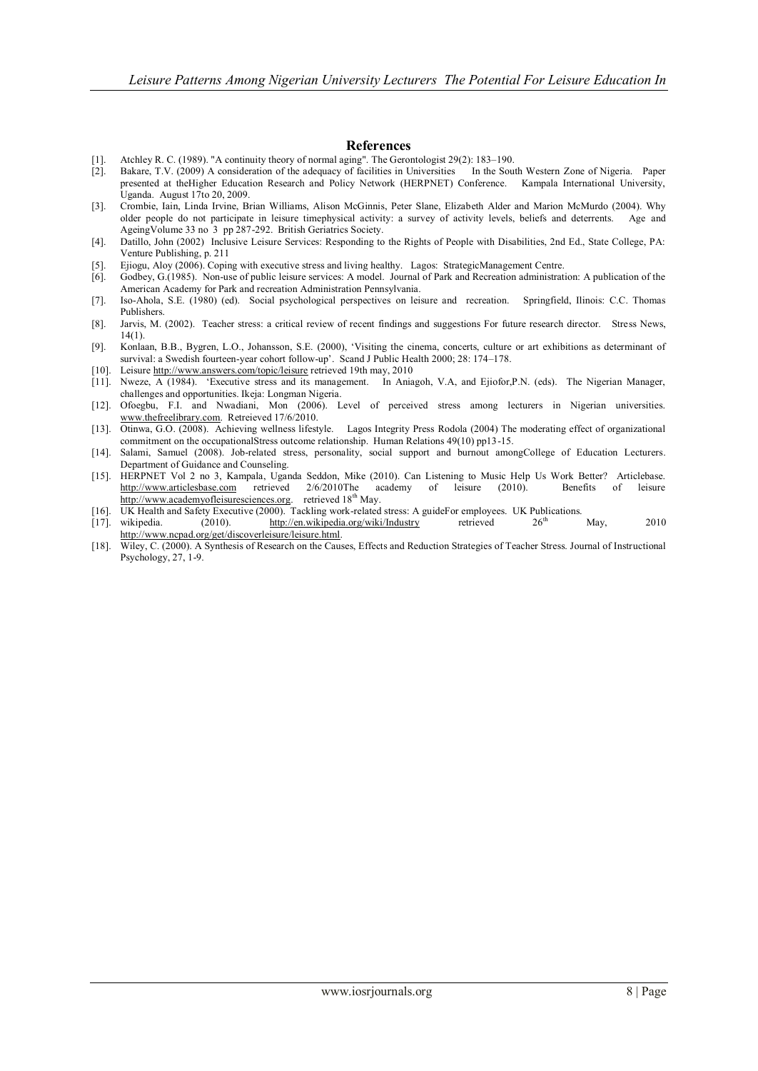## References

[1]. Atchley R. C. (1989). "A continuity theory of normal aging". The Gerontologist 29(2): 183–190.

[2]. Bakare, T.V. (2009) A consideration of the adequacy of facilities in Universities In the South Western Zone of Nigeria. Paper presented at theHigher Education Research and Policy Network (HERPNET) Conference. Kampala International University, Uganda. August 17to 20, 2009.

[3]. Crombie, Iain, Linda Irvine, Brian Williams, Alison McGinnis, Peter Slane, Elizabeth Alder and Marion McMurdo (2004). Why older people do not participate in leisure timephysical activity: a survey of activity levels, beliefs and deterrents. Age and AgeingVolume 33 no 3 pp 287-292. British Geriatrics Society.

[4]. Datillo, John (2002) Inclusive Leisure Services: Responding to the Rights of People with Disabilities, 2nd Ed., State College, PA: Venture Publishing, p. 211

[5]. Ejiogu, Aloy (2006). Coping with executive stress and living healthy. Lagos: StrategicManagement Centre.

[6]. Godbey, G.(1985). Non-use of public leisure services: A model. Journal of Park and Recreation administration: A publication of the American Academy for Park and recreation Administration Pennsylvania.

[7]. Iso-Ahola, S.E. (1980) (ed). Social psychological perspectives on leisure and recreation. Springfield, Ilinois: C.C. Thomas Publishers.

[8]. Jarvis, M. (2002). Teacher stress: a critical review of recent findings and suggestions For future research director. Stress News, 14(1).

[9]. Konlaan, B.B., Bygren, L.O., Johansson, S.E. (2000), 'Visiting the cinema, concerts, culture or art exhibitions as determinant of survival: a Swedish fourteen-year cohort follow-up'. Scand J Public Health 2000; 28: 174–178.

[10]. Leisure http://www.answers.com/topic/leisure retrieved 19th may, 2010

[11]. Nweze, A (1984). 'Executive stress and its management. In Aniagoh, V.A, and Ejiofor,P.N. (eds). The Nigerian Manager, challenges and opportunities. Ikeja: Longman Nigeria.

[12]. Ofoegbu, F.I. and Nwadiani, Mon (2006). Level of perceived stress among lecturers in Nigerian universities. www.thefreelibrary.com. Retreieved 17/6/2010.

[13]. Otinwa, G.O. (2008). Achieving wellness lifestyle. Lagos Integrity Press Rodola (2004) The moderating effect of organizational commitment on the occupationalStress outcome relationship. Human Relations 49(10) pp13-15.

[14]. Salami, Samuel (2008). Job-related stress, personality, social support and burnout amongCollege of Education Lecturers. Department of Guidance and Counseling.

[15]. HERPNET Vol 2 no 3, Kampala, Uganda Seddon, Mike (2010). Can Listening to Music Help Us Work Better? Articlebase. http://www.articlesbase.com retrieved 2/6/2010The academy of leisure (2010). Benefits of leisure http://www.academyofleisuresciences.org. retrieved 18th May.

[16]. UK Health and Safety Executive (2000). Tackling work-related stress: A guideFor employees. UK Publications.

[17]. wikipedia. (2010). http://en.wikipedia.org/wiki/Industry retrieved 26th May, 2010 http://www.ncpad.org/get/discoverleisure/leisure.html.

[18]. Wiley, C. (2000). A Synthesis of Research on the Causes, Effects and Reduction Strategies of Teacher Stress. Journal of Instructional Psychology, 27, 1-9.